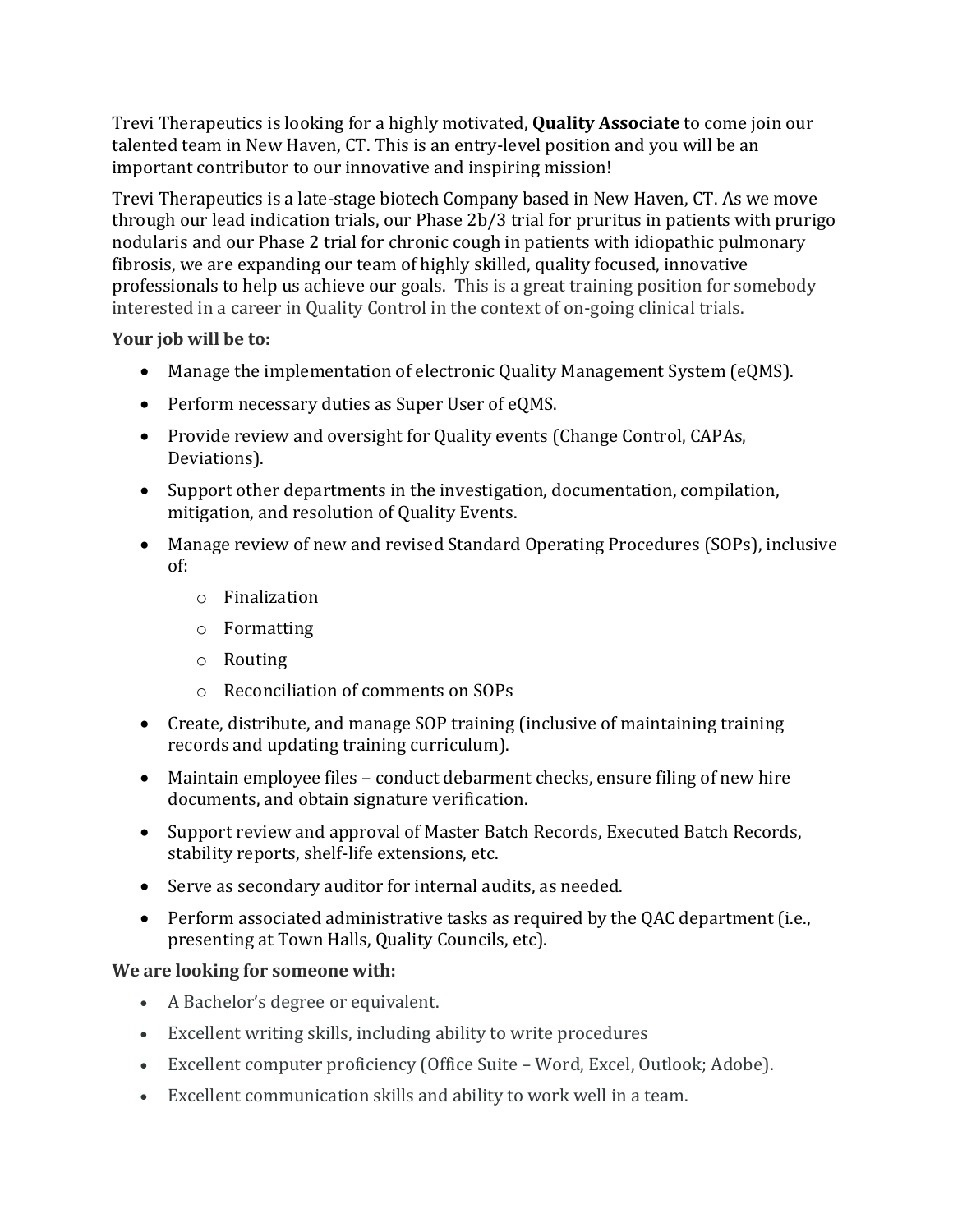Trevi Therapeutics is looking for a highly motivated, **Quality Associate** to come join our talented team in New Haven, CT. This is an entry-level position and you will be an important contributor to our innovative and inspiring mission!

Trevi Therapeutics is a late-stage biotech Company based in New Haven, CT. As we move through our lead indication trials, our Phase 2b/3 trial for pruritus in patients with prurigo nodularis and our Phase 2 trial for chronic cough in patients with idiopathic pulmonary fibrosis, we are expanding our team of highly skilled, quality focused, innovative professionals to help us achieve our goals. This is a great training position for somebody interested in a career in Quality Control in the context of on-going clinical trials.

**Your job will be to:**

- Manage the implementation of electronic Quality Management System (eQMS).
- Perform necessary duties as Super User of eQMS.
- Provide review and oversight for Quality events (Change Control, CAPAs, Deviations).
- Support other departments in the investigation, documentation, compilation, mitigation, and resolution of Quality Events.
- Manage review of new and revised Standard Operating Procedures (SOPs), inclusive of:
  - Finalization
  - Formatting
  - Routing
  - Reconciliation of comments on SOPs
- Create, distribute, and manage SOP training (inclusive of maintaining training records and updating training curriculum).
- Maintain employee files – conduct debarment checks, ensure filing of new hire documents, and obtain signature verification.
- Support review and approval of Master Batch Records, Executed Batch Records, stability reports, shelf-life extensions, etc.
- Serve as secondary auditor for internal audits, as needed.
- Perform associated administrative tasks as required by the QAC department (i.e., presenting at Town Halls, Quality Councils, etc).

**We are looking for someone with:**

- A Bachelor's degree or equivalent.
- Excellent writing skills, including ability to write procedures
- Excellent computer proficiency (Office Suite – Word, Excel, Outlook; Adobe).
- Excellent communication skills and ability to work well in a team.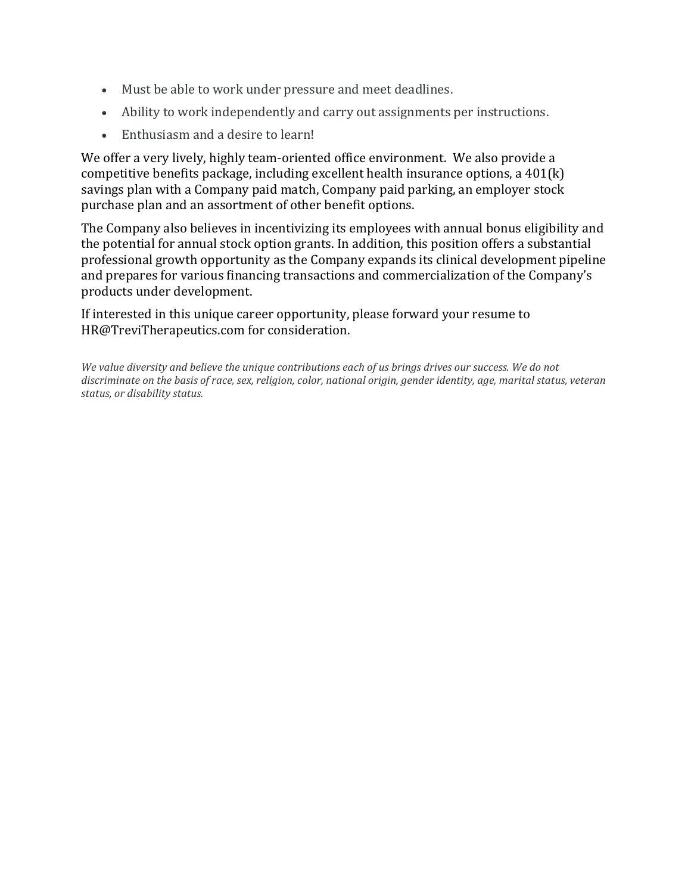- Must be able to work under pressure and meet deadlines.
- Ability to work independently and carry out assignments per instructions.
- Enthusiasm and a desire to learn!

We offer a very lively, highly team-oriented office environment. We also provide a competitive benefits package, including excellent health insurance options, a 401(k) savings plan with a Company paid match, Company paid parking, an employer stock purchase plan and an assortment of other benefit options.

The Company also believes in incentivizing its employees with annual bonus eligibility and the potential for annual stock option grants. In addition, this position offers a substantial professional growth opportunity as the Company expands its clinical development pipeline and prepares for various financing transactions and commercialization of the Company's products under development.

If interested in this unique career opportunity, please forward your resume to HR@TreviTherapeutics.com for consideration.

*We value diversity and believe the unique contributions each of us brings drives our success. We do not discriminate on the basis of race, sex, religion, color, national origin, gender identity, age, marital status, veteran status, or disability status.*